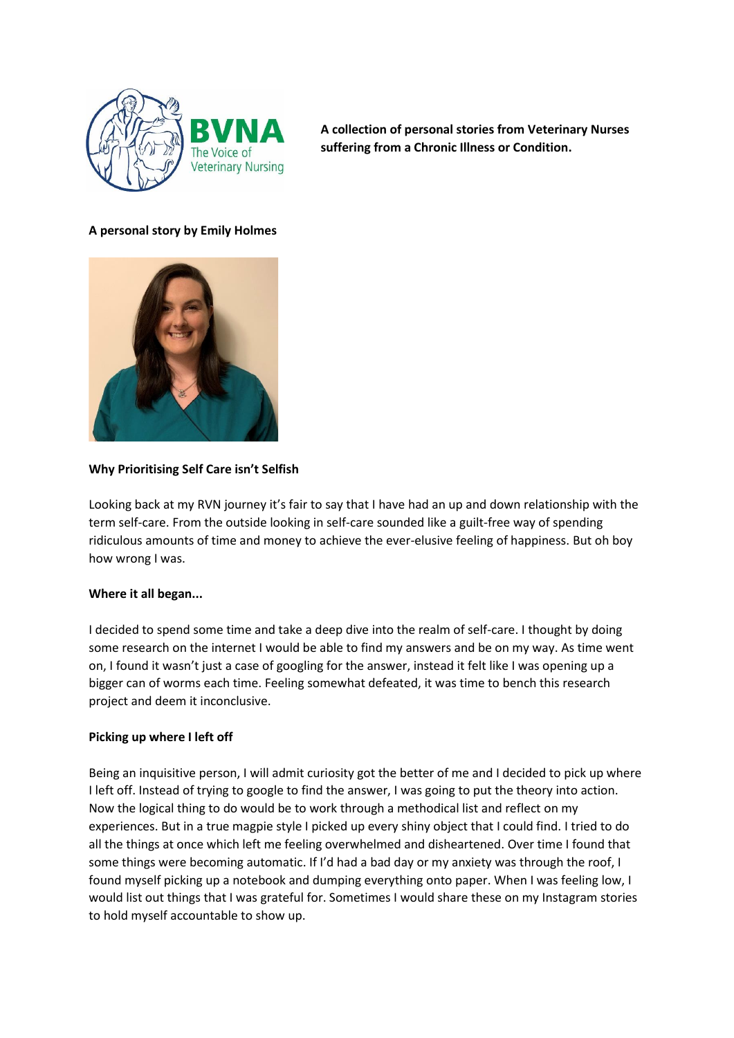**A collection of personal stories from Veterinary Nurses suffering from a Chronic Illness or Condition.**

**A personal story by Emily Holmes**

## Why Prioritising Self Care isn't Selfish

Looking back at my RVN journey it's fair to say that I have had an up and down relationship with the term self-care. From the outside looking in self-care sounded like a guilt-free way of spending ridiculous amounts of time and money to achieve the ever-elusive feeling of happiness. But oh boy how wrong I was.

### Where it all began...

I decided to spend some time and take a deep dive into the realm of self-care. I thought by doing some research on the internet I would be able to find my answers and be on my way. As time went on, I found it wasn't just a case of googling for the answer, instead it felt like I was opening up a bigger can of worms each time. Feeling somewhat defeated, it was time to bench this research project and deem it inconclusive.

### Picking up where I left off

Being an inquisitive person, I will admit curiosity got the better of me and I decided to pick up where I left off. Instead of trying to google to find the answer, I was going to put the theory into action. Now the logical thing to do would be to work through a methodical list and reflect on my experiences. But in a true magpie style I picked up every shiny object that I could find. I tried to do all the things at once which left me feeling overwhelmed and disheartened. Over time I found that some things were becoming automatic. If I'd had a bad day or my anxiety was through the roof, I found myself picking up a notebook and dumping everything onto paper. When I was feeling low, I would list out things that I was grateful for. Sometimes I would share these on my Instagram stories to hold myself accountable to show up.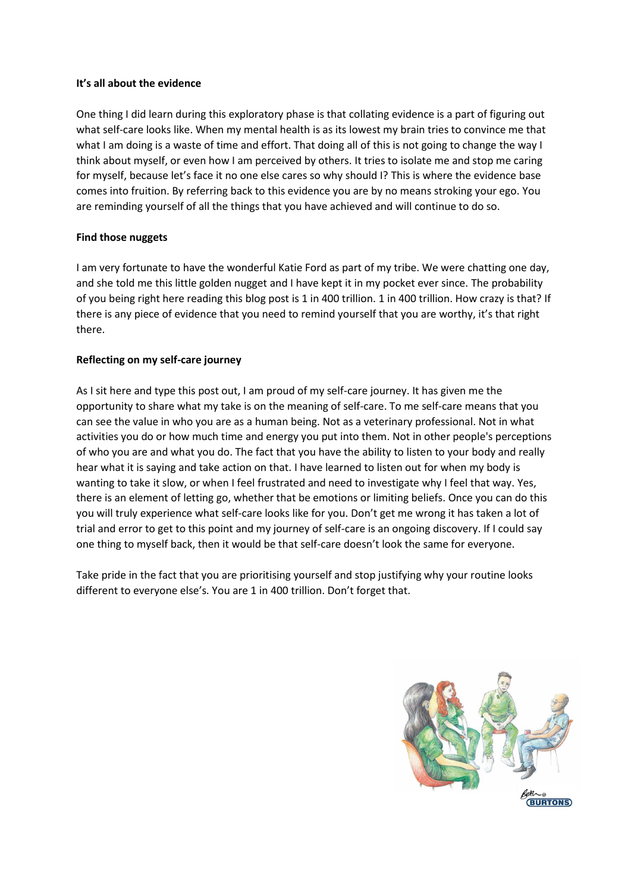**It's all about the evidence**

One thing I did learn during this exploratory phase is that collating evidence is a part of figuring out what self-care looks like. When my mental health is as its lowest my brain tries to convince me that what I am doing is a waste of time and effort. That doing all of this is not going to change the way I think about myself, or even how I am perceived by others. It tries to isolate me and stop me caring for myself, because let's face it no one else cares so why should I? This is where the evidence base comes into fruition. By referring back to this evidence you are by no means stroking your ego. You are reminding yourself of all the things that you have achieved and will continue to do so.

**Find those nuggets**

I am very fortunate to have the wonderful Katie Ford as part of my tribe. We were chatting one day, and she told me this little golden nugget and I have kept it in my pocket ever since. The probability of you being right here reading this blog post is 1 in 400 trillion. 1 in 400 trillion. How crazy is that? If there is any piece of evidence that you need to remind yourself that you are worthy, it's that right there.

**Reflecting on my self-care journey**

As I sit here and type this post out, I am proud of my self-care journey. It has given me the opportunity to share what my take is on the meaning of self-care. To me self-care means that you can see the value in who you are as a human being. Not as a veterinary professional. Not in what activities you do or how much time and energy you put into them. Not in other people's perceptions of who you are and what you do. The fact that you have the ability to listen to your body and really hear what it is saying and take action on that. I have learned to listen out for when my body is wanting to take it slow, or when I feel frustrated and need to investigate why I feel that way. Yes, there is an element of letting go, whether that be emotions or limiting beliefs. Once you can do this you will truly experience what self-care looks like for you. Don't get me wrong it has taken a lot of trial and error to get to this point and my journey of self-care is an ongoing discovery. If I could say one thing to myself back, then it would be that self-care doesn't look the same for everyone.

Take pride in the fact that you are prioritising yourself and stop justifying why your routine looks different to everyone else's. You are 1 in 400 trillion. Don't forget that.